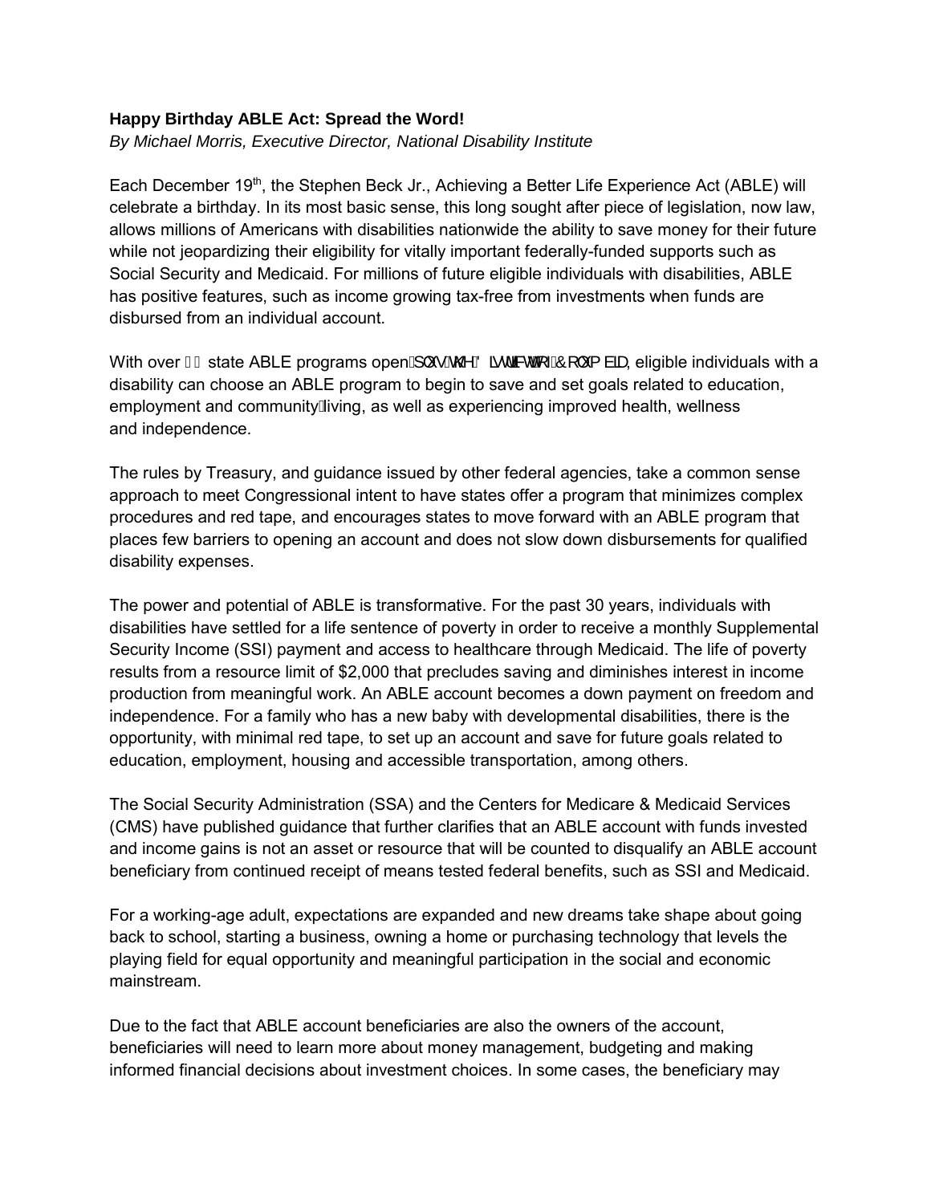**Happy Birthday ABLE Act: Spread the Word!**

*By Michael Morris, Executive Director, National Disability Institute*

Each December 19th, the Stephen Beck Jr., Achieving a Better Life Experience Act (ABLE) will celebrate a birthday. In its most basic sense, this long sought after piece of legislation, now law, allows millions of Americans with disabilities nationwide the ability to save money for their future while not jeopardizing their eligibility for vitally important federally-funded supports such as Social Security and Medicaid. For millions of future eligible individuals with disabilities, ABLE has positive features, such as income growing tax-free from investments when funds are disbursed from an individual account.

With over state ABLE programs open plus the District of Columbia, eligible individuals with a disability can choose an ABLE program to begin to save and set goals related to education, employment and community living, as well as experiencing improved health, wellness and independence.

The rules by Treasury, and guidance issued by other federal agencies, take a common sense approach to meet Congressional intent to have states offer a program that minimizes complex procedures and red tape, and encourages states to move forward with an ABLE program that places few barriers to opening an account and does not slow down disbursements for qualified disability expenses.

The power and potential of ABLE is transformative. For the past 30 years, individuals with disabilities have settled for a life sentence of poverty in order to receive a monthly Supplemental Security Income (SSI) payment and access to healthcare through Medicaid. The life of poverty results from a resource limit of $2,000 that precludes saving and diminishes interest in income production from meaningful work. An ABLE account becomes a down payment on freedom and independence. For a family who has a new baby with developmental disabilities, there is the opportunity, with minimal red tape, to set up an account and save for future goals related to education, employment, housing and accessible transportation, among others.

The Social Security Administration (SSA) and the Centers for Medicare & Medicaid Services (CMS) have published guidance that further clarifies that an ABLE account with funds invested and income gains is not an asset or resource that will be counted to disqualify an ABLE account beneficiary from continued receipt of means tested federal benefits, such as SSI and Medicaid.

For a working-age adult, expectations are expanded and new dreams take shape about going back to school, starting a business, owning a home or purchasing technology that levels the playing field for equal opportunity and meaningful participation in the social and economic mainstream.

Due to the fact that ABLE account beneficiaries are also the owners of the account, beneficiaries will need to learn more about money management, budgeting and making informed financial decisions about investment choices. In some cases, the beneficiary may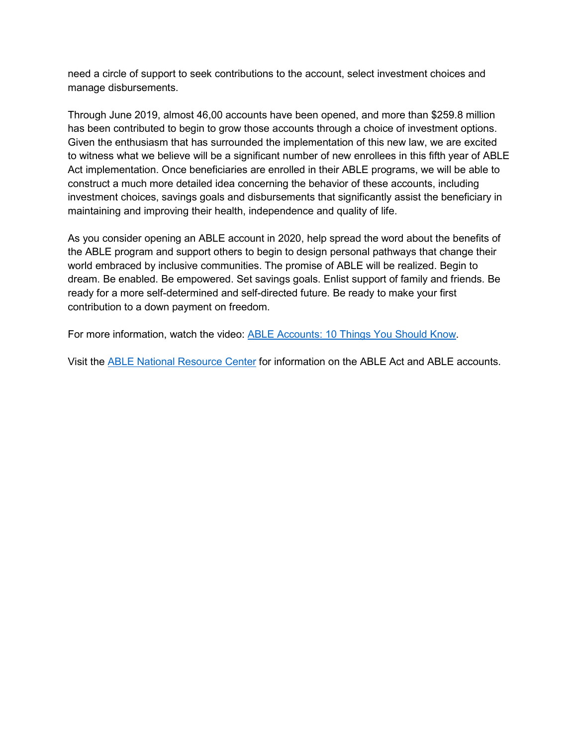need a circle of support to seek contributions to the account, select investment choices and manage disbursements.

Through June 2019, almost 46,00 accounts have been opened, and more than $259.8 million has been contributed to begin to grow those accounts through a choice of investment options. Given the enthusiasm that has surrounded the implementation of this new law, we are excited to witness what we believe will be a significant number of new enrollees in this fifth year of ABLE Act implementation. Once beneficiaries are enrolled in their ABLE programs, we will be able to construct a much more detailed idea concerning the behavior of these accounts, including investment choices, savings goals and disbursements that significantly assist the beneficiary in maintaining and improving their health, independence and quality of life.

As you consider opening an ABLE account in 2020, help spread the word about the benefits of the ABLE program and support others to begin to design personal pathways that change their world embraced by inclusive communities. The promise of ABLE will be realized. Begin to dream. Be enabled. Be empowered. Set savings goals. Enlist support of family and friends. Be ready for a more self-determined and self-directed future. Be ready to make your first contribution to a down payment on freedom.

For more information, watch the video: [ABLE Accounts: 10 Things You Should Know](#).

Visit the [ABLE National Resource Center](#) for information on the ABLE Act and ABLE accounts.